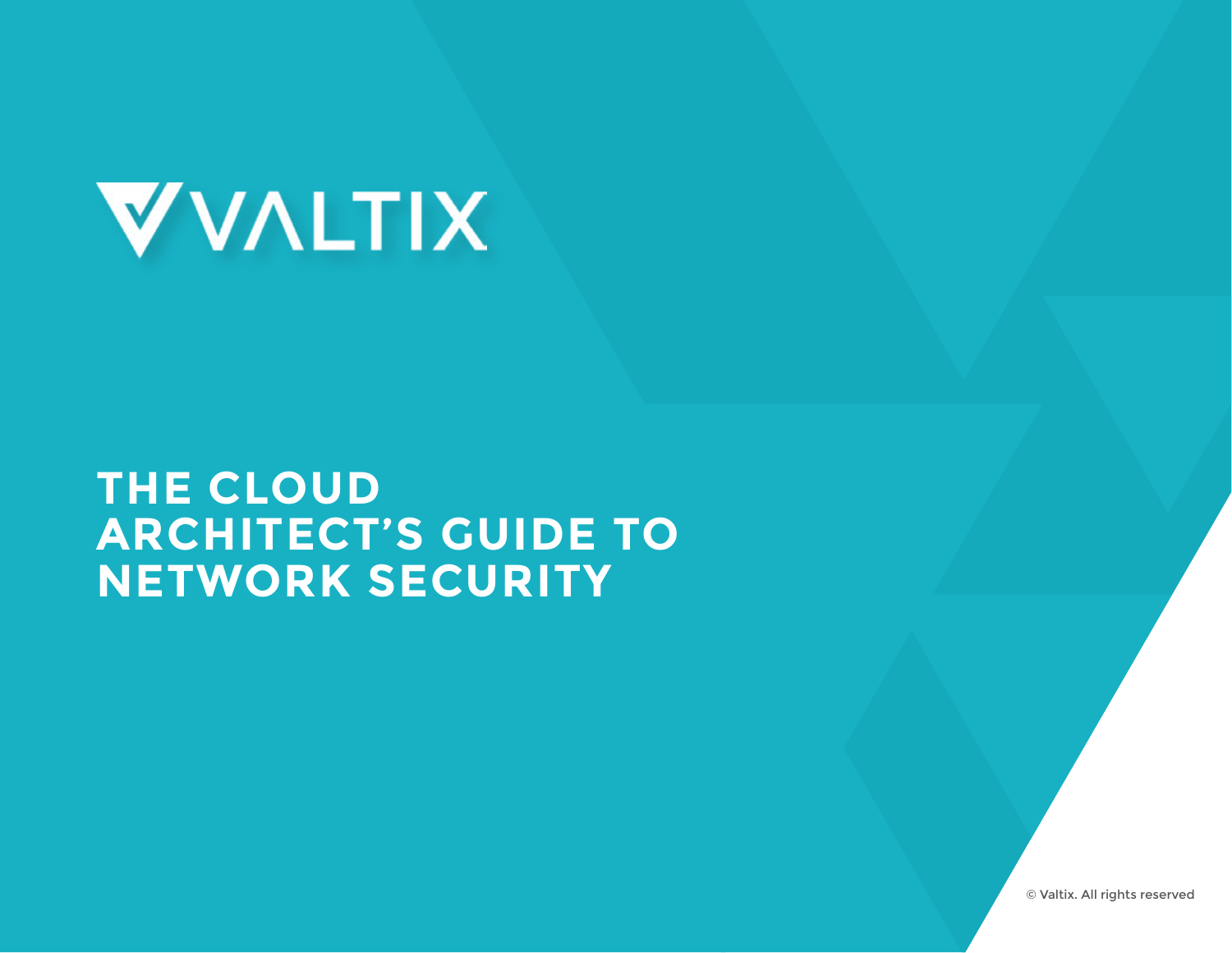VALTIX

# THE CLOUD ARCHITECT'S GUIDE TO NETWORK SECURITY

© Valtix. All rights reserved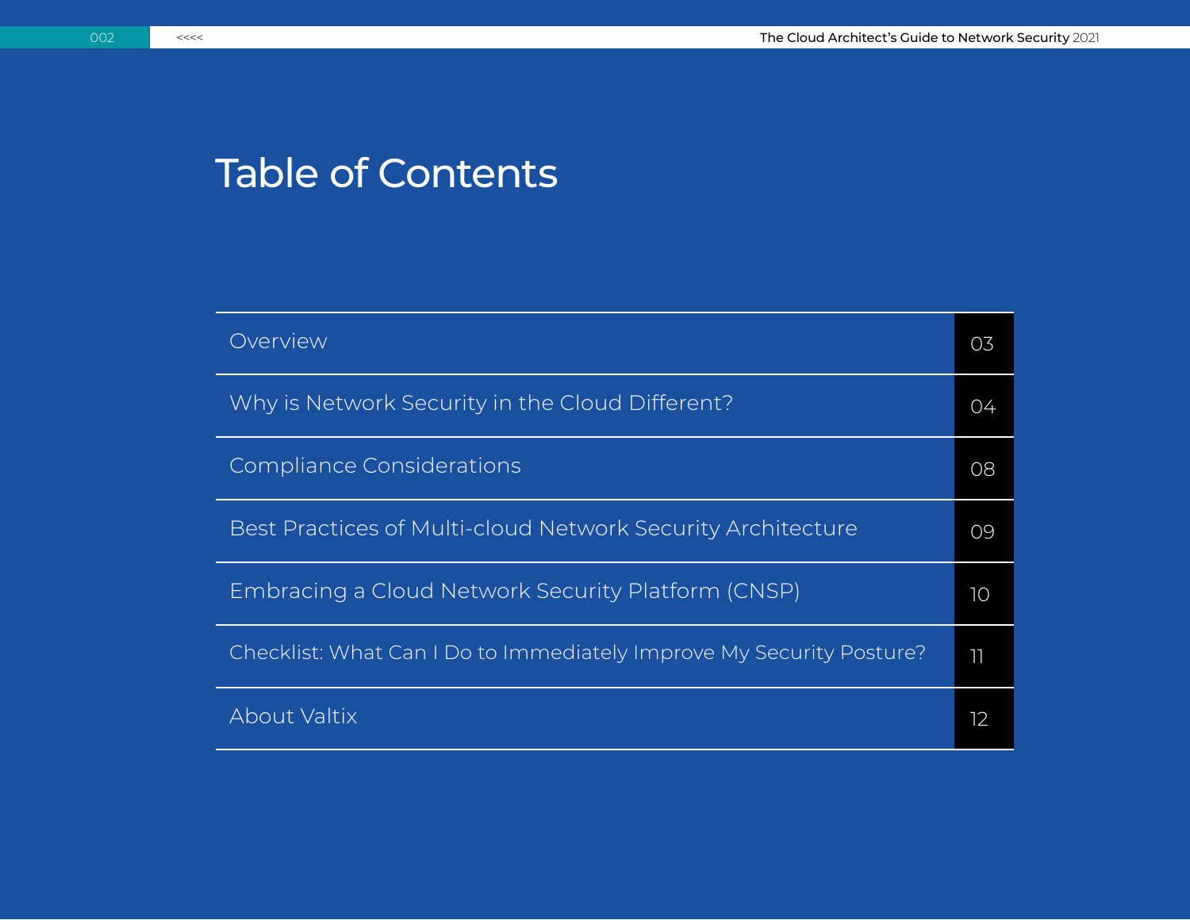# Table of Contents

| | |
|---|---|
| Overview | 03 |
| Why is Network Security in the Cloud Different? | 04 |
| Compliance Considerations | 08 |
| Best Practices of Multi-cloud Network Security Architecture | 09 |
| Embracing a Cloud Network Security Platform (CNSP) | 10 |
| Checklist: What Can I Do to Immediately Improve My Security Posture? | 11 |
| About Valtix | 12 |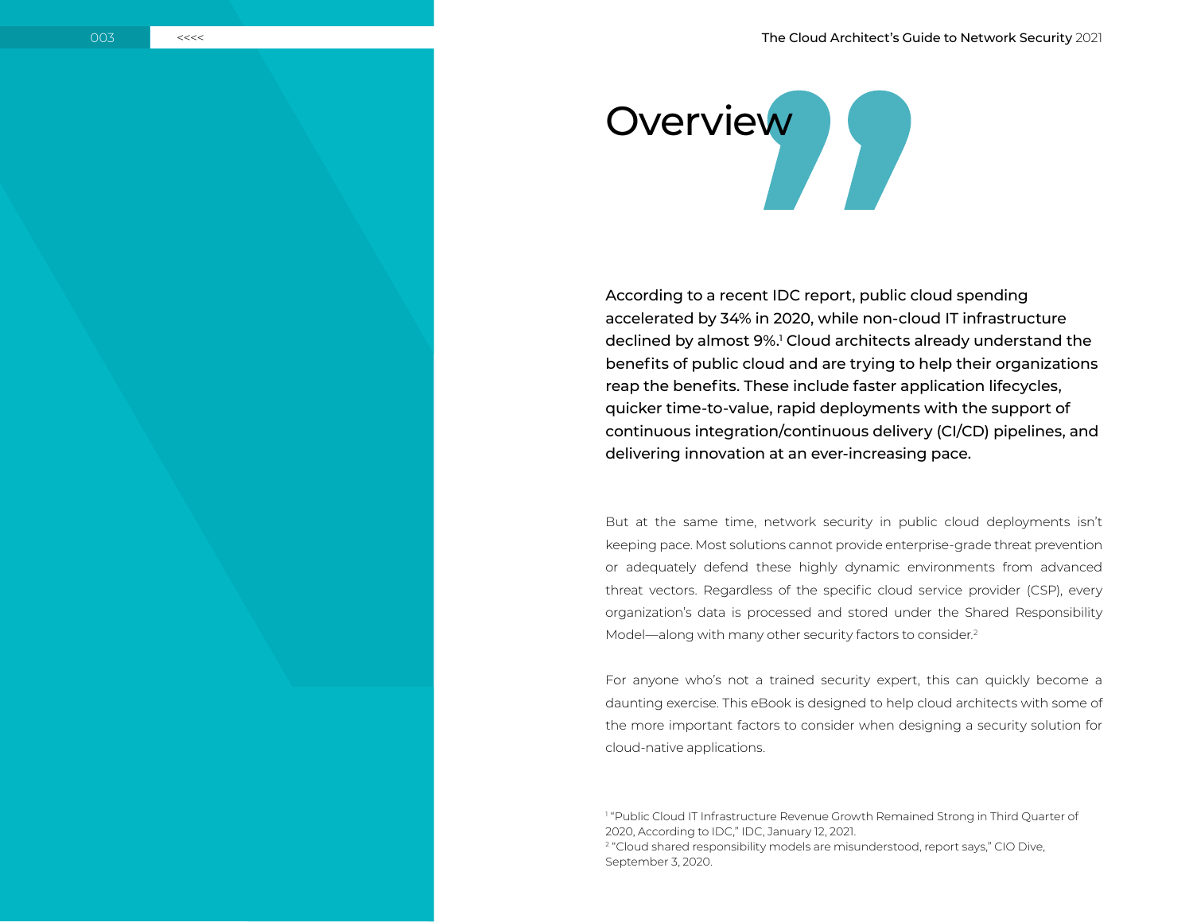# Overview

According to a recent IDC report, public cloud spending accelerated by 34% in 2020, while non-cloud IT infrastructure declined by almost 9%.[1] Cloud architects already understand the benefits of public cloud and are trying to help their organizations reap the benefits. These include faster application lifecycles, quicker time-to-value, rapid deployments with the support of continuous integration/continuous delivery (CI/CD) pipelines, and delivering innovation at an ever-increasing pace.

But at the same time, network security in public cloud deployments isn't keeping pace. Most solutions cannot provide enterprise-grade threat prevention or adequately defend these highly dynamic environments from advanced threat vectors. Regardless of the specific cloud service provider (CSP), every organization's data is processed and stored under the Shared Responsibility Model—along with many other security factors to consider.[2]

For anyone who's not a trained security expert, this can quickly become a daunting exercise. This eBook is designed to help cloud architects with some of the more important factors to consider when designing a security solution for cloud-native applications.

[1] "Public Cloud IT Infrastructure Revenue Growth Remained Strong in Third Quarter of 2020, According to IDC," IDC, January 12, 2021.
[2] "Cloud shared responsibility models are misunderstood, report says," CIO Dive, September 3, 2020.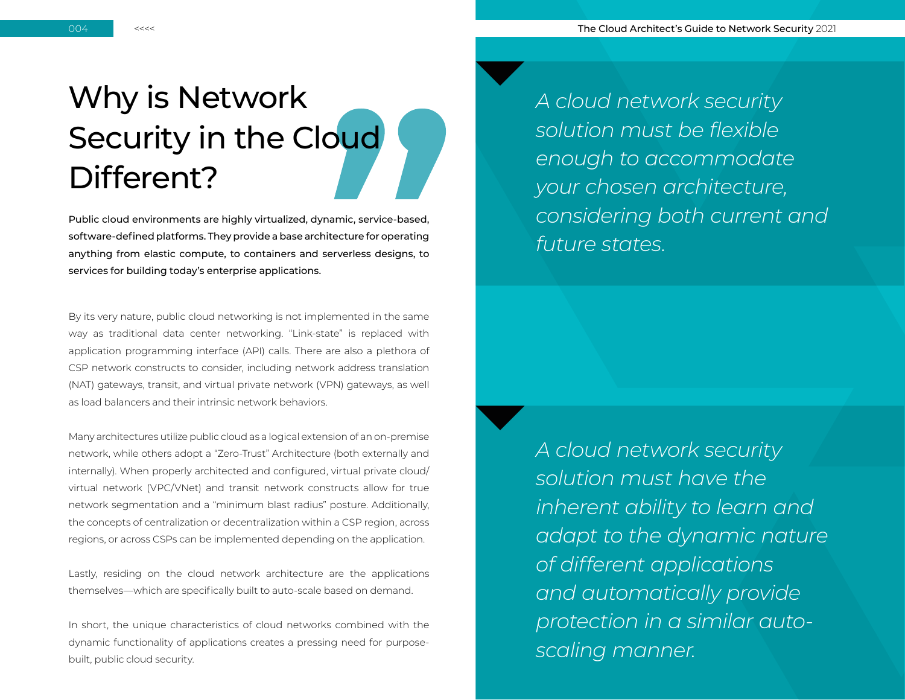# Why is Network Security in the Cloud Different?

**Public cloud environments are highly virtualized, dynamic, service-based, software-defined platforms. They provide a base architecture for operating anything from elastic compute, to containers and serverless designs, to services for building today's enterprise applications.**

By its very nature, public cloud networking is not implemented in the same way as traditional data center networking. "Link-state" is replaced with application programming interface (API) calls. There are also a plethora of CSP network constructs to consider, including network address translation (NAT) gateways, transit, and virtual private network (VPN) gateways, as well as load balancers and their intrinsic network behaviors.

Many architectures utilize public cloud as a logical extension of an on-premise network, while others adopt a "Zero-Trust" Architecture (both externally and internally). When properly architected and configured, virtual private cloud/virtual network (VPC/VNet) and transit network constructs allow for true network segmentation and a "minimum blast radius" posture. Additionally, the concepts of centralization or decentralization within a CSP region, across regions, or across CSPs can be implemented depending on the application.

Lastly, residing on the cloud network architecture are the applications themselves—which are specifically built to auto-scale based on demand.

In short, the unique characteristics of cloud networks combined with the dynamic functionality of applications creates a pressing need for purpose-built, public cloud security.

*A cloud network security solution must be flexible enough to accommodate your chosen architecture, considering both current and future states.*

*A cloud network security solution must have the inherent ability to learn and adapt to the dynamic nature of different applications and automatically provide protection in a similar auto-scaling manner.*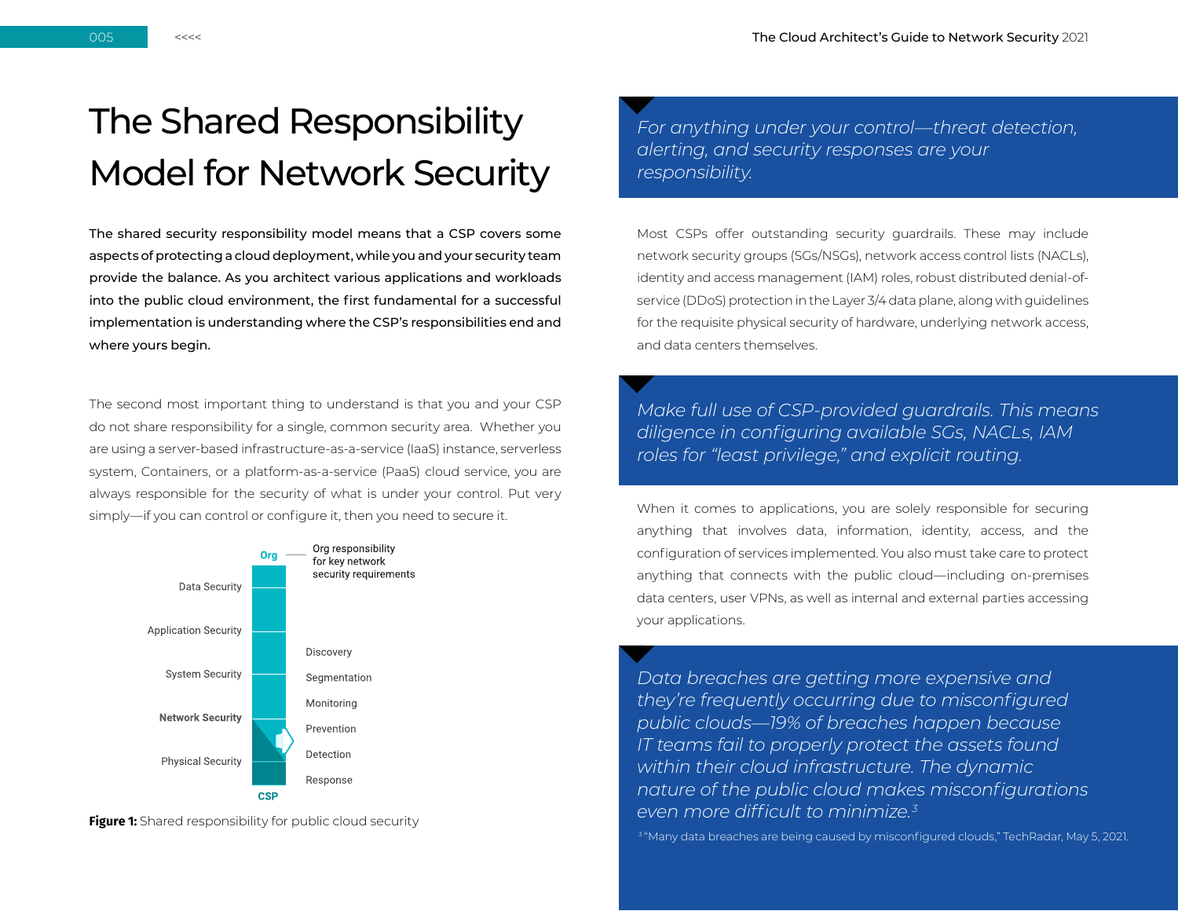# The Shared Responsibility Model for Network Security

**The shared security responsibility model means that a CSP covers some aspects of protecting a cloud deployment, while you and your security team provide the balance. As you architect various applications and workloads into the public cloud environment, the first fundamental for a successful implementation is understanding where the CSP's responsibilities end and where yours begin.**

The second most important thing to understand is that you and your CSP do not share responsibility for a single, common security area. Whether you are using a server-based infrastructure-as-a-service (IaaS) instance, serverless system, Containers, or a platform-as-a-service (PaaS) cloud service, you are always responsible for the security of what is under your control. Put very simply—if you can control or configure it, then you need to secure it.

Org — Org responsibility for key network security requirements

Data Security

Application Security

System Security

Network Security

Physical Security

CSP

Discovery

Segmentation

Monitoring

Prevention

Detection

Response

**Figure 1:** Shared responsibility for public cloud security

> *For anything under your control—threat detection, alerting, and security responses are your responsibility.*

Most CSPs offer outstanding security guardrails. These may include network security groups (SGs/NSGs), network access control lists (NACLs), identity and access management (IAM) roles, robust distributed denial-of-service (DDoS) protection in the Layer 3/4 data plane, along with guidelines for the requisite physical security of hardware, underlying network access, and data centers themselves.

> *Make full use of CSP-provided guardrails. This means diligence in configuring available SGs, NACLs, IAM roles for "least privilege," and explicit routing.*

When it comes to applications, you are solely responsible for securing anything that involves data, information, identity, access, and the configuration of services implemented. You also must take care to protect anything that connects with the public cloud—including on-premises data centers, user VPNs, as well as internal and external parties accessing your applications.

> *Data breaches are getting more expensive and they're frequently occurring due to misconfigured public clouds—19% of breaches happen because IT teams fail to properly protect the assets found within their cloud infrastructure. The dynamic nature of the public cloud makes misconfigurations even more difficult to minimize.[3]*

[3] "Many data breaches are being caused by misconfigured clouds," TechRadar, May 5, 2021.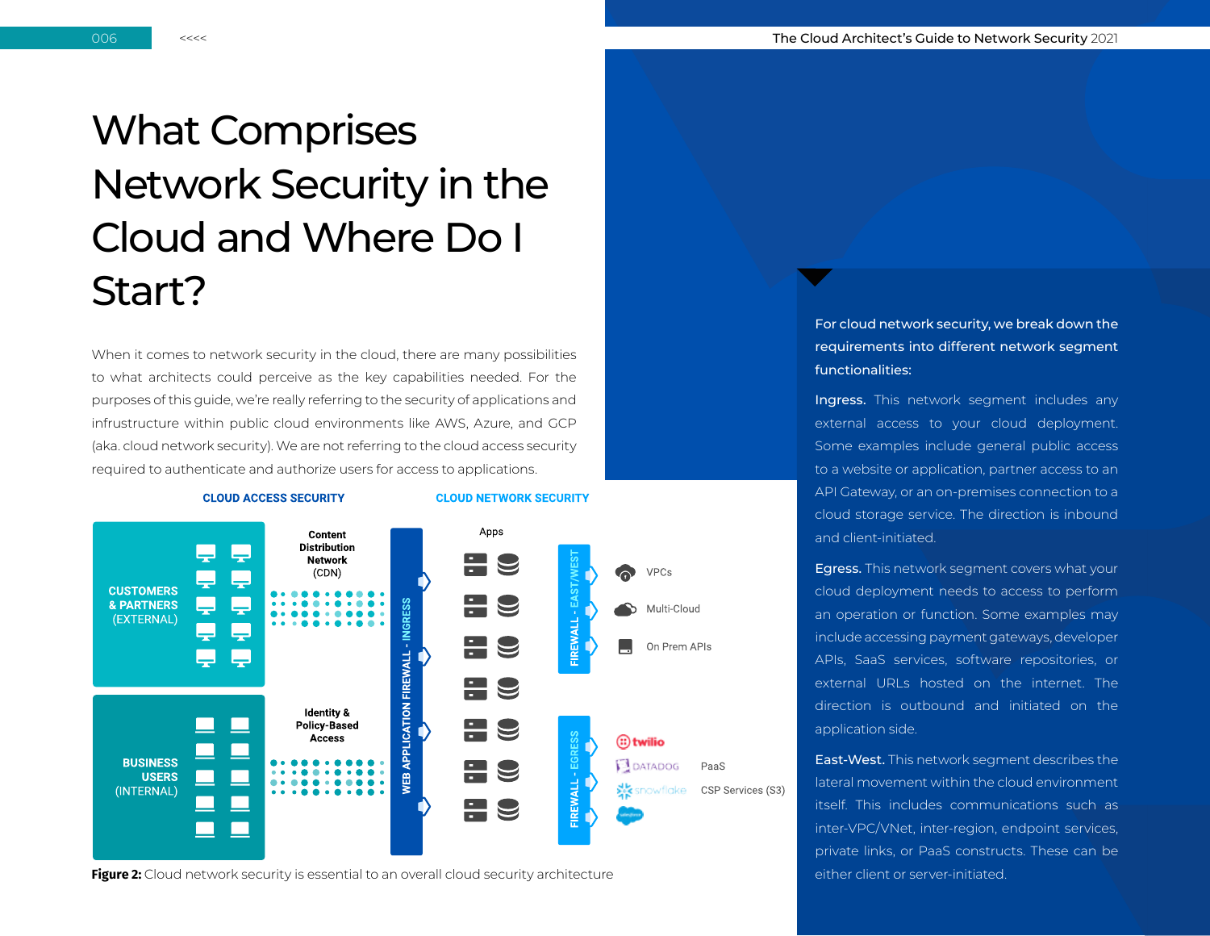# What Comprises Network Security in the Cloud and Where Do I Start?

When it comes to network security in the cloud, there are many possibilities to what architects could perceive as the key capabilities needed. For the purposes of this guide, we're really referring to the security of applications and infrustructure within public cloud environments like AWS, Azure, and GCP (aka. cloud network security). We are not referring to the cloud access security required to authenticate and authorize users for access to applications.

**Figure 2:** Cloud network security is essential to an overall cloud security architecture

**For cloud network security, we break down the requirements into different network segment functionalities:**

**Ingress.** This network segment includes any external access to your cloud deployment. Some examples include general public access to a website or application, partner access to an API Gateway, or an on-premises connection to a cloud storage service. The direction is inbound and client-initiated.

**Egress.** This network segment covers what your cloud deployment needs to access to perform an operation or function. Some examples may include accessing payment gateways, developer APIs, SaaS services, software repositories, or external URLs hosted on the internet. The direction is outbound and initiated on the application side.

**East-West.** This network segment describes the lateral movement within the cloud environment itself. This includes communications such as inter-VPC/VNet, inter-region, endpoint services, private links, or PaaS constructs. These can be either client or server-initiated.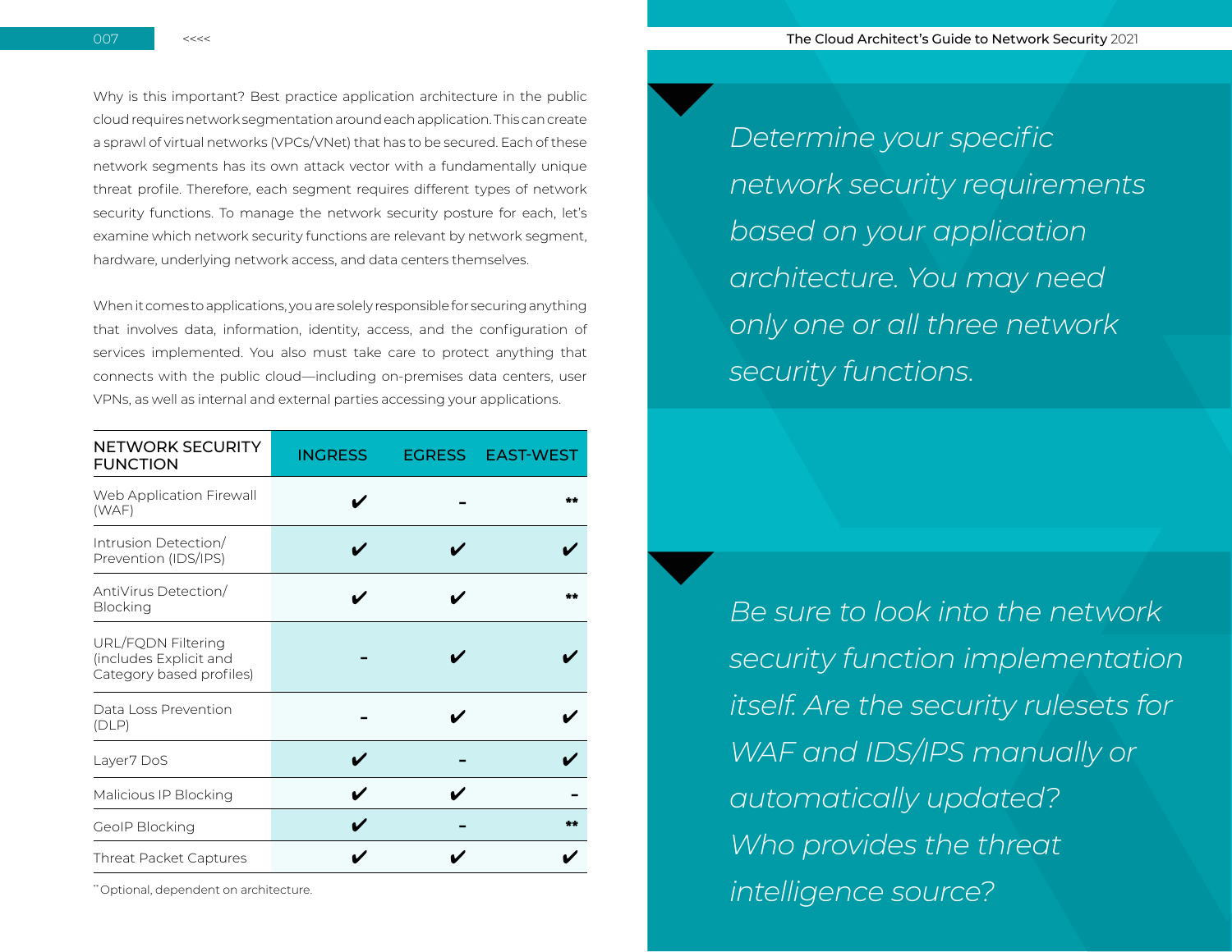Why is this important? Best practice application architecture in the public cloud requires network segmentation around each application. This can create a sprawl of virtual networks (VPCs/VNet) that has to be secured. Each of these network segments has its own attack vector with a fundamentally unique threat profile. Therefore, each segment requires different types of network security functions. To manage the network security posture for each, let's examine which network security functions are relevant by network segment, hardware, underlying network access, and data centers themselves.

When it comes to applications, you are solely responsible for securing anything that involves data, information, identity, access, and the configuration of services implemented. You also must take care to protect anything that connects with the public cloud—including on-premises data centers, user VPNs, as well as internal and external parties accessing your applications.

| NETWORK SECURITY FUNCTION | INGRESS | EGRESS | EAST-WEST |
|---|---|---|---|
| Web Application Firewall (WAF) | ✔ | - | ** |
| Intrusion Detection/ Prevention (IDS/IPS) | ✔ | ✔ | ✔ |
| AntiVirus Detection/ Blocking | ✔ | ✔ | ** |
| URL/FQDN Filtering (includes Explicit and Category based profiles) | - | ✔ | ✔ |
| Data Loss Prevention (DLP) | - | ✔ | ✔ |
| Layer7 DoS | ✔ | - | ✔ |
| Malicious IP Blocking | ✔ | ✔ | - |
| GeoIP Blocking | ✔ | - | ** |
| Threat Packet Captures | ✔ | ✔ | ✔ |

** Optional, dependent on architecture.

*Determine your specific network security requirements based on your application architecture. You may need only one or all three network security functions.*

*Be sure to look into the network security function implementation itself. Are the security rulesets for WAF and IDS/IPS manually or automatically updated? Who provides the threat intelligence source?*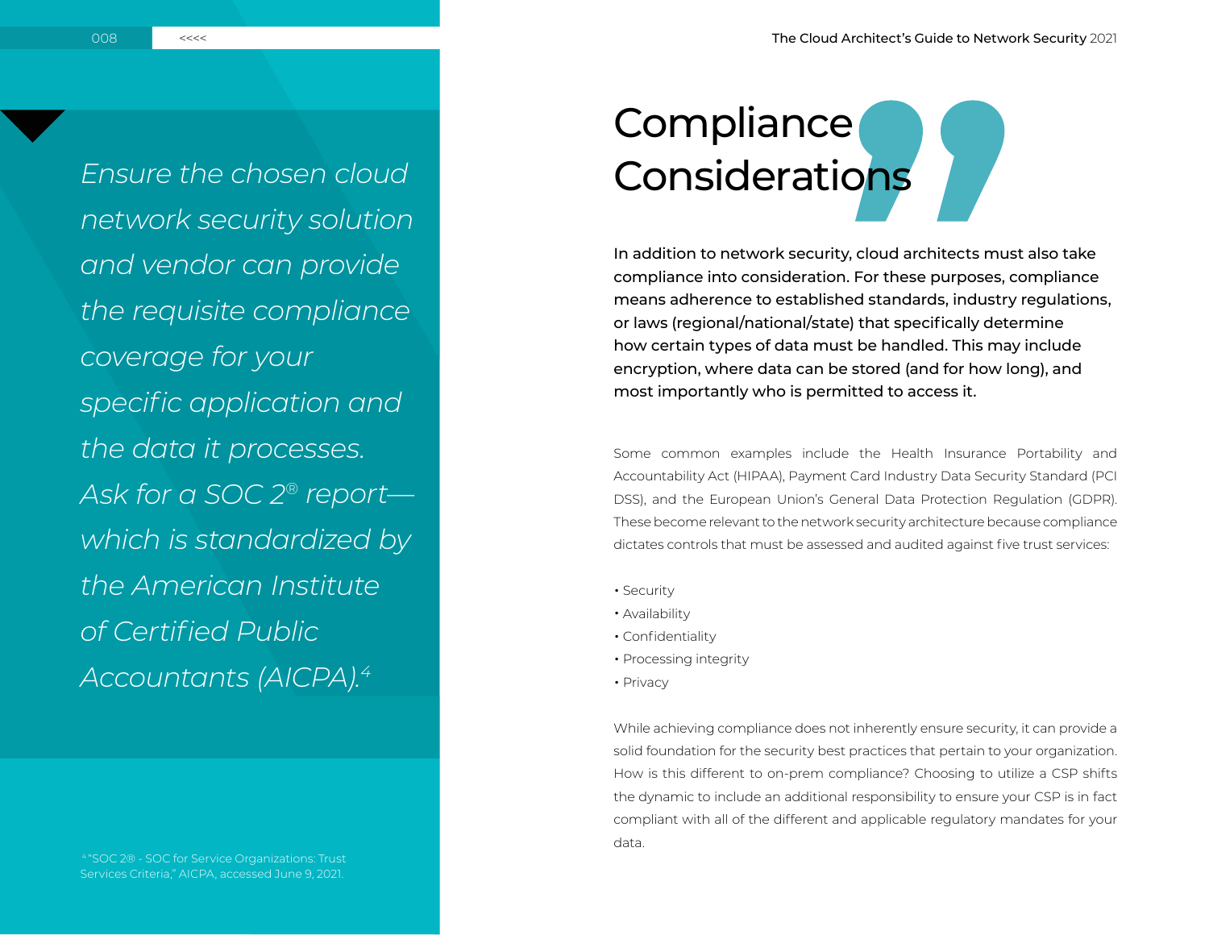*Ensure the chosen cloud network security solution and vendor can provide the requisite compliance coverage for your specific application and the data it processes. Ask for a SOC 2® report—which is standardized by the American Institute of Certified Public Accountants (AICPA).*[4]

[4] "SOC 2® - SOC for Service Organizations: Trust Services Criteria," AICPA, accessed June 9, 2021.

# Compliance Considerations

In addition to network security, cloud architects must also take compliance into consideration. For these purposes, compliance means adherence to established standards, industry regulations, or laws (regional/national/state) that specifically determine how certain types of data must be handled. This may include encryption, where data can be stored (and for how long), and most importantly who is permitted to access it.

Some common examples include the Health Insurance Portability and Accountability Act (HIPAA), Payment Card Industry Data Security Standard (PCI DSS), and the European Union's General Data Protection Regulation (GDPR). These become relevant to the network security architecture because compliance dictates controls that must be assessed and audited against five trust services:

- Security
- Availability
- Confidentiality
- Processing integrity
- Privacy

While achieving compliance does not inherently ensure security, it can provide a solid foundation for the security best practices that pertain to your organization. How is this different to on-prem compliance? Choosing to utilize a CSP shifts the dynamic to include an additional responsibility to ensure your CSP is in fact compliant with all of the different and applicable regulatory mandates for your data.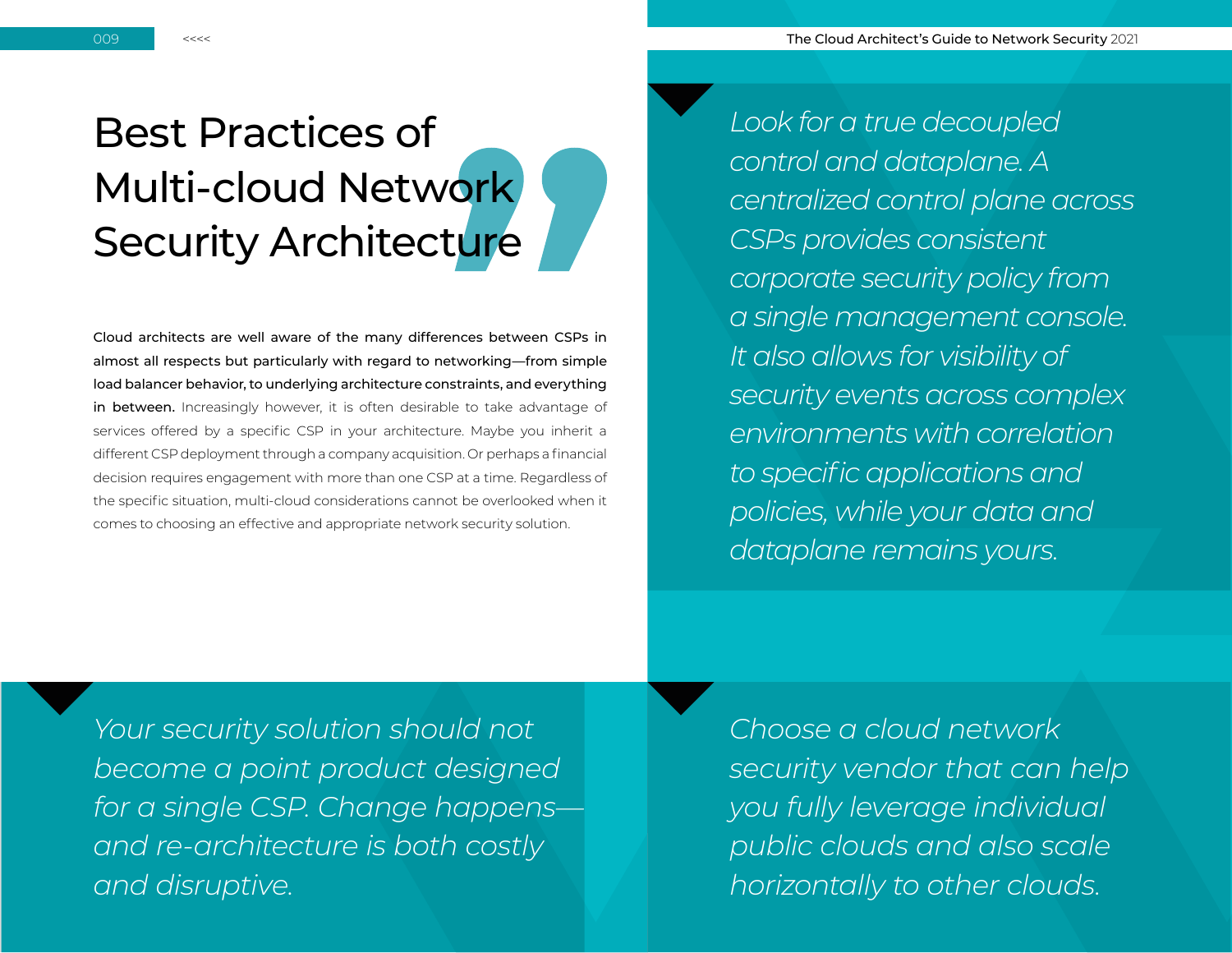# Best Practices of Multi-cloud Network Security Architecture

**Cloud architects are well aware of the many differences between CSPs in almost all respects but particularly with regard to networking—from simple load balancer behavior, to underlying architecture constraints, and everything in between.** Increasingly however, it is often desirable to take advantage of services offered by a specific CSP in your architecture. Maybe you inherit a different CSP deployment through a company acquisition. Or perhaps a financial decision requires engagement with more than one CSP at a time. Regardless of the specific situation, multi-cloud considerations cannot be overlooked when it comes to choosing an effective and appropriate network security solution.

*Look for a true decoupled control and dataplane. A centralized control plane across CSPs provides consistent corporate security policy from a single management console. It also allows for visibility of security events across complex environments with correlation to specific applications and policies, while your data and dataplane remains yours.*

*Your security solution should not become a point product designed for a single CSP. Change happens—and re-architecture is both costly and disruptive.*

*Choose a cloud network security vendor that can help you fully leverage individual public clouds and also scale horizontally to other clouds.*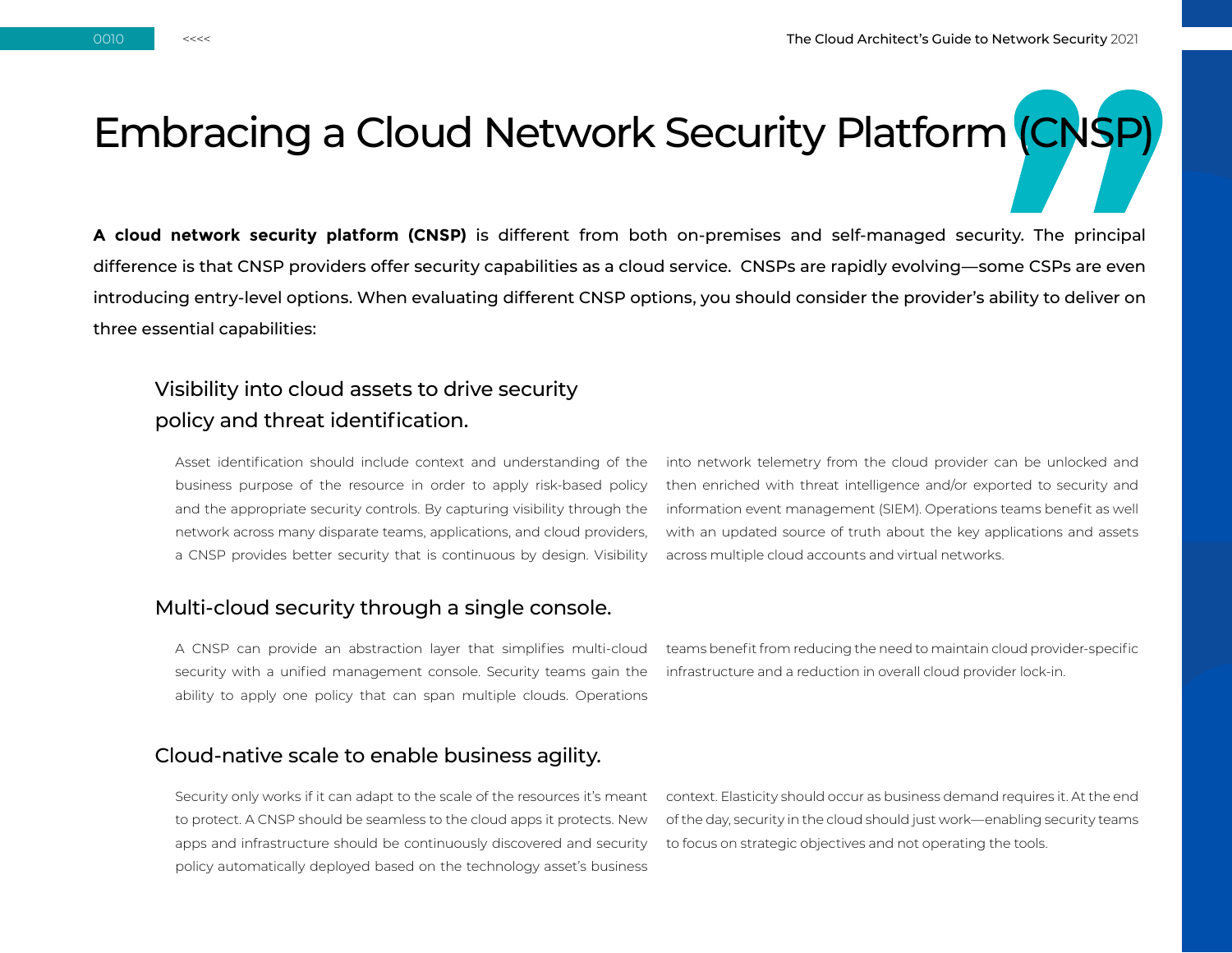# Embracing a Cloud Network Security Platform (CNSP)

**A cloud network security platform (CNSP)** is different from both on-premises and self-managed security. The principal difference is that CNSP providers offer security capabilities as a cloud service. CNSPs are rapidly evolving—some CSPs are even introducing entry-level options. When evaluating different CNSP options, you should consider the provider's ability to deliver on three essential capabilities:

## Visibility into cloud assets to drive security policy and threat identification.

Asset identification should include context and understanding of the business purpose of the resource in order to apply risk-based policy and the appropriate security controls. By capturing visibility through the network across many disparate teams, applications, and cloud providers, a CNSP provides better security that is continuous by design. Visibility into network telemetry from the cloud provider can be unlocked and then enriched with threat intelligence and/or exported to security and information event management (SIEM). Operations teams benefit as well with an updated source of truth about the key applications and assets across multiple cloud accounts and virtual networks.

## Multi-cloud security through a single console.

A CNSP can provide an abstraction layer that simplifies multi-cloud security with a unified management console. Security teams gain the ability to apply one policy that can span multiple clouds. Operations teams benefit from reducing the need to maintain cloud provider-specific infrastructure and a reduction in overall cloud provider lock-in.

## Cloud-native scale to enable business agility.

Security only works if it can adapt to the scale of the resources it's meant to protect. A CNSP should be seamless to the cloud apps it protects. New apps and infrastructure should be continuously discovered and security policy automatically deployed based on the technology asset's business context. Elasticity should occur as business demand requires it. At the end of the day, security in the cloud should just work—enabling security teams to focus on strategic objectives and not operating the tools.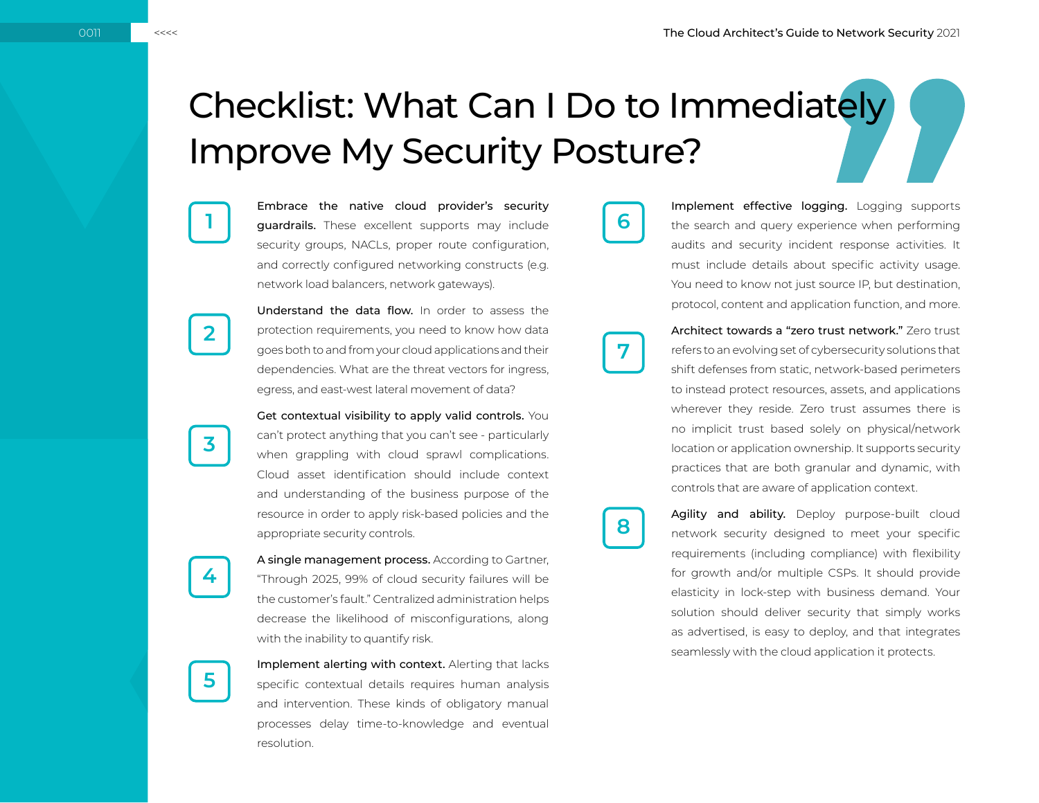# Checklist: What Can I Do to Immediately Improve My Security Posture?

1. **Embrace the native cloud provider's security guardrails.** These excellent supports may include security groups, NACLs, proper route configuration, and correctly configured networking constructs (e.g. network load balancers, network gateways).

2. **Understand the data flow.** In order to assess the protection requirements, you need to know how data goes both to and from your cloud applications and their dependencies. What are the threat vectors for ingress, egress, and east-west lateral movement of data?

3. **Get contextual visibility to apply valid controls.** You can't protect anything that you can't see - particularly when grappling with cloud sprawl complications. Cloud asset identification should include context and understanding of the business purpose of the resource in order to apply risk-based policies and the appropriate security controls.

4. **A single management process.** According to Gartner, "Through 2025, 99% of cloud security failures will be the customer's fault." Centralized administration helps decrease the likelihood of misconfigurations, along with the inability to quantify risk.

5. **Implement alerting with context.** Alerting that lacks specific contextual details requires human analysis and intervention. These kinds of obligatory manual processes delay time-to-knowledge and eventual resolution.

6. **Implement effective logging.** Logging supports the search and query experience when performing audits and security incident response activities. It must include details about specific activity usage. You need to know not just source IP, but destination, protocol, content and application function, and more.

7. **Architect towards a "zero trust network."** Zero trust refers to an evolving set of cybersecurity solutions that shift defenses from static, network-based perimeters to instead protect resources, assets, and applications wherever they reside. Zero trust assumes there is no implicit trust based solely on physical/network location or application ownership. It supports security practices that are both granular and dynamic, with controls that are aware of application context.

8. **Agility and ability.** Deploy purpose-built cloud network security designed to meet your specific requirements (including compliance) with flexibility for growth and/or multiple CSPs. It should provide elasticity in lock-step with business demand. Your solution should deliver security that simply works as advertised, is easy to deploy, and that integrates seamlessly with the cloud application it protects.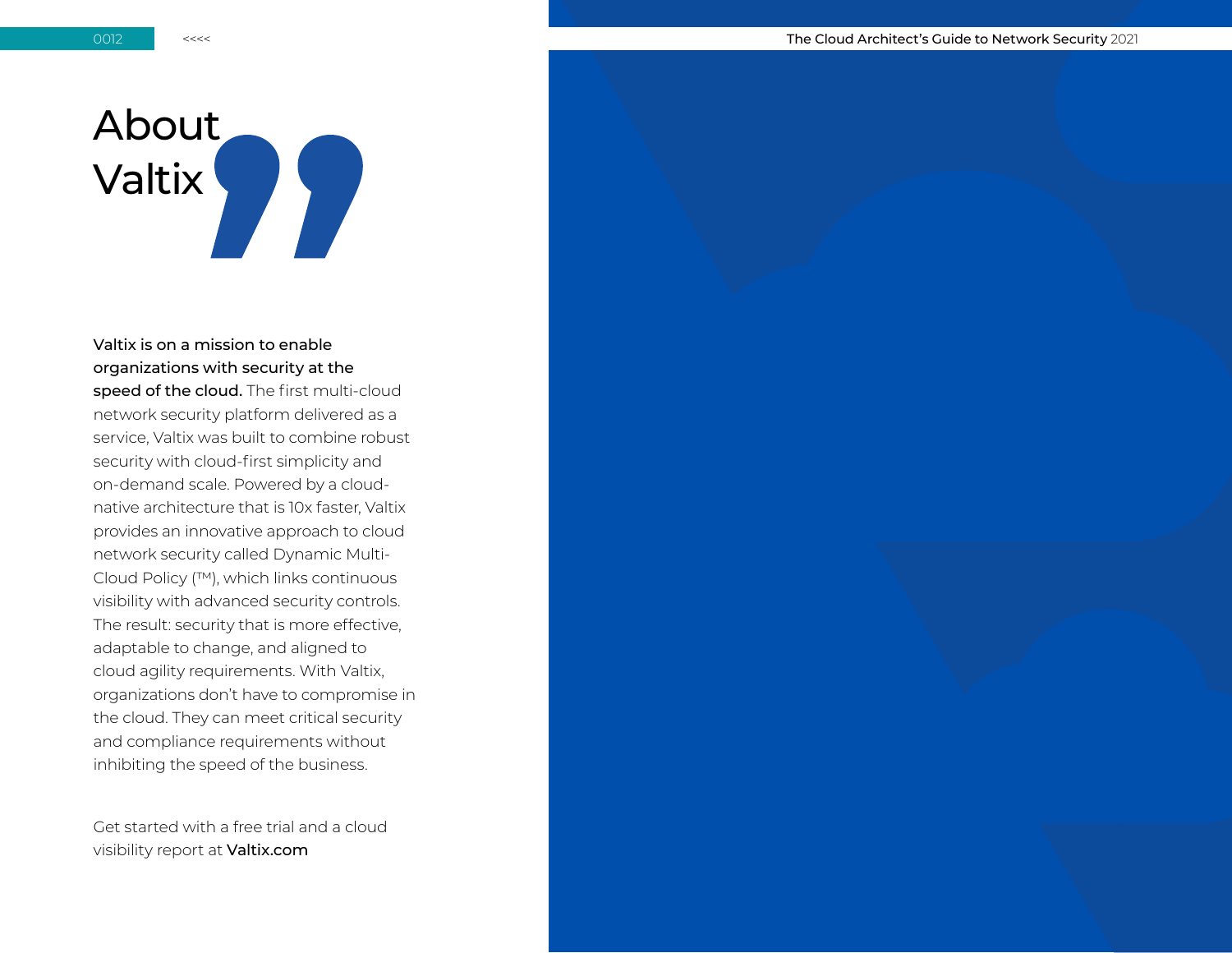# About Valtix

**Valtix is on a mission to enable organizations with security at the speed of the cloud.** The first multi-cloud network security platform delivered as a service, Valtix was built to combine robust security with cloud-first simplicity and on-demand scale. Powered by a cloud-native architecture that is 10x faster, Valtix provides an innovative approach to cloud network security called Dynamic Multi-Cloud Policy (™), which links continuous visibility with advanced security controls. The result: security that is more effective, adaptable to change, and aligned to cloud agility requirements. With Valtix, organizations don't have to compromise in the cloud. They can meet critical security and compliance requirements without inhibiting the speed of the business.

Get started with a free trial and a cloud visibility report at **Valtix.com**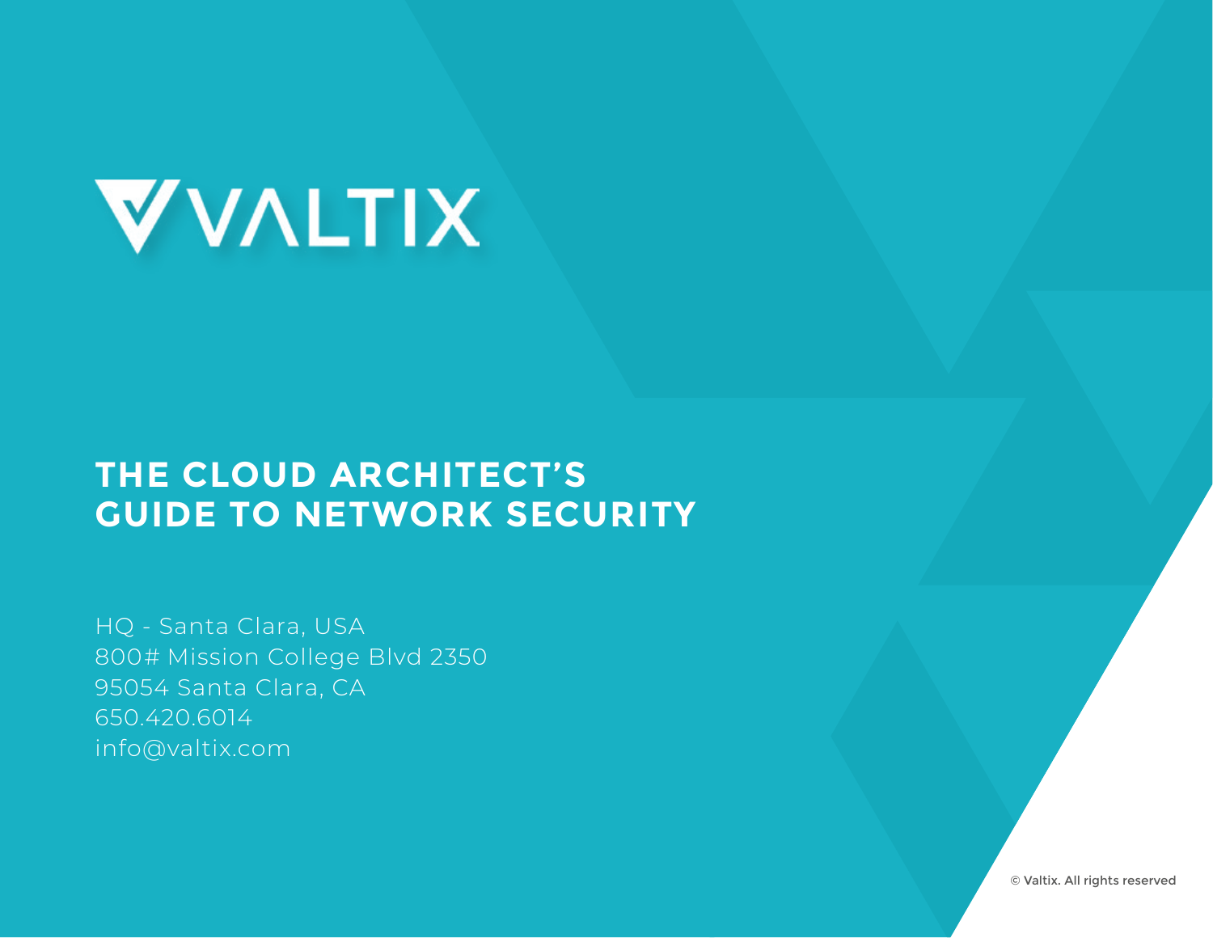VALTIX

# THE CLOUD ARCHITECT'S GUIDE TO NETWORK SECURITY

HQ - Santa Clara, USA
800# Mission College Blvd 2350
95054 Santa Clara, CA
650.420.6014
info@valtix.com

© Valtix. All rights reserved